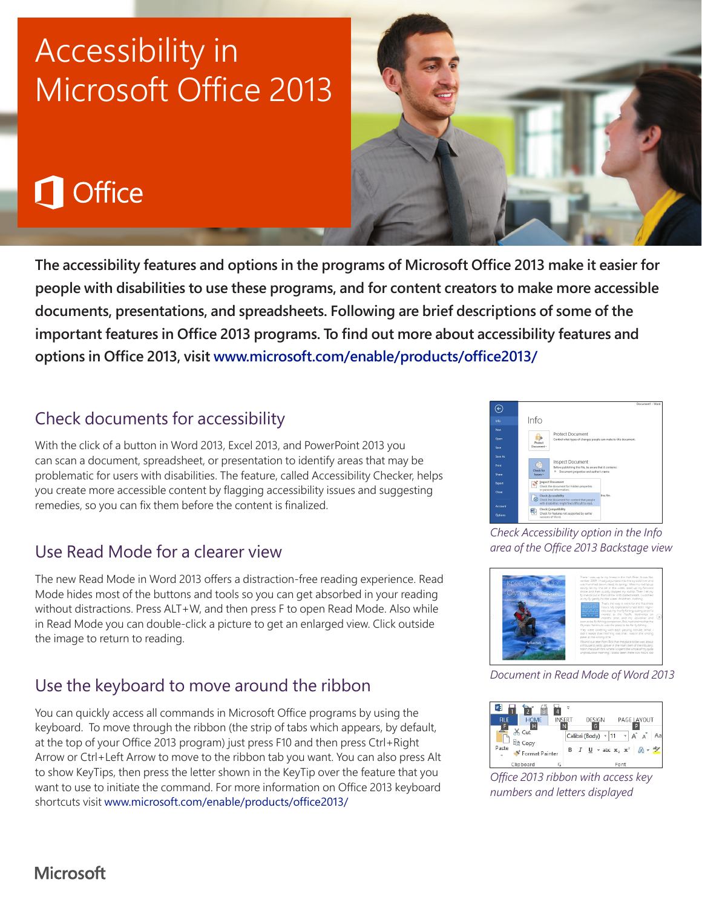# Accessibility in Microsoft Office 2013

Office

**The accessibility features and options in the programs of Microsoft Office 2013 make it easier for people with disabilities to use these programs, and for content creators to make more accessible documents, presentations, and spreadsheets. Following are brief descriptions of some of the important features in Office 2013 programs. To find out more about accessibility features and options in Office 2013, visit www.microsoft.com/enable/products/office2013/**

## Check documents for accessibility

With the click of a button in Word 2013, Excel 2013, and PowerPoint 2013 you can scan a document, spreadsheet, or presentation to identify areas that may be problematic for users with disabilities. The feature, called Accessibility Checker, helps you create more accessible content by flagging accessibility issues and suggesting remedies, so you can fix them before the content is finalized.

*Check Accessibility option in the Info area of the Office 2013 Backstage view*

## Use Read Mode for a clearer view

The new Read Mode in Word 2013 offers a distraction-free reading experience. Read Mode hides most of the buttons and tools so you can get absorbed in your reading without distractions. Press ALT+W, and then press F to open Read Mode. Also while in Read Mode you can double-click a picture to get an enlarged view. Click outside the image to return to reading.

*Document in Read Mode of Word 2013*

## Use the keyboard to move around the ribbon

You can quickly access all commands in Microsoft Office programs by using the keyboard. To move through the ribbon (the strip of tabs which appears, by default, at the top of your Office 2013 program) just press F10 and then press Ctrl+Right Arrow or Ctrl+Left Arrow to move to the ribbon tab you want. You can also press Alt to show KeyTips, then press the letter shown in the KeyTip over the feature that you want to use to initiate the command. For more information on Office 2013 keyboard shortcuts visit www.microsoft.com/enable/products/office2013/

*Office 2013 ribbon with access key numbers and letters displayed*

Microsoft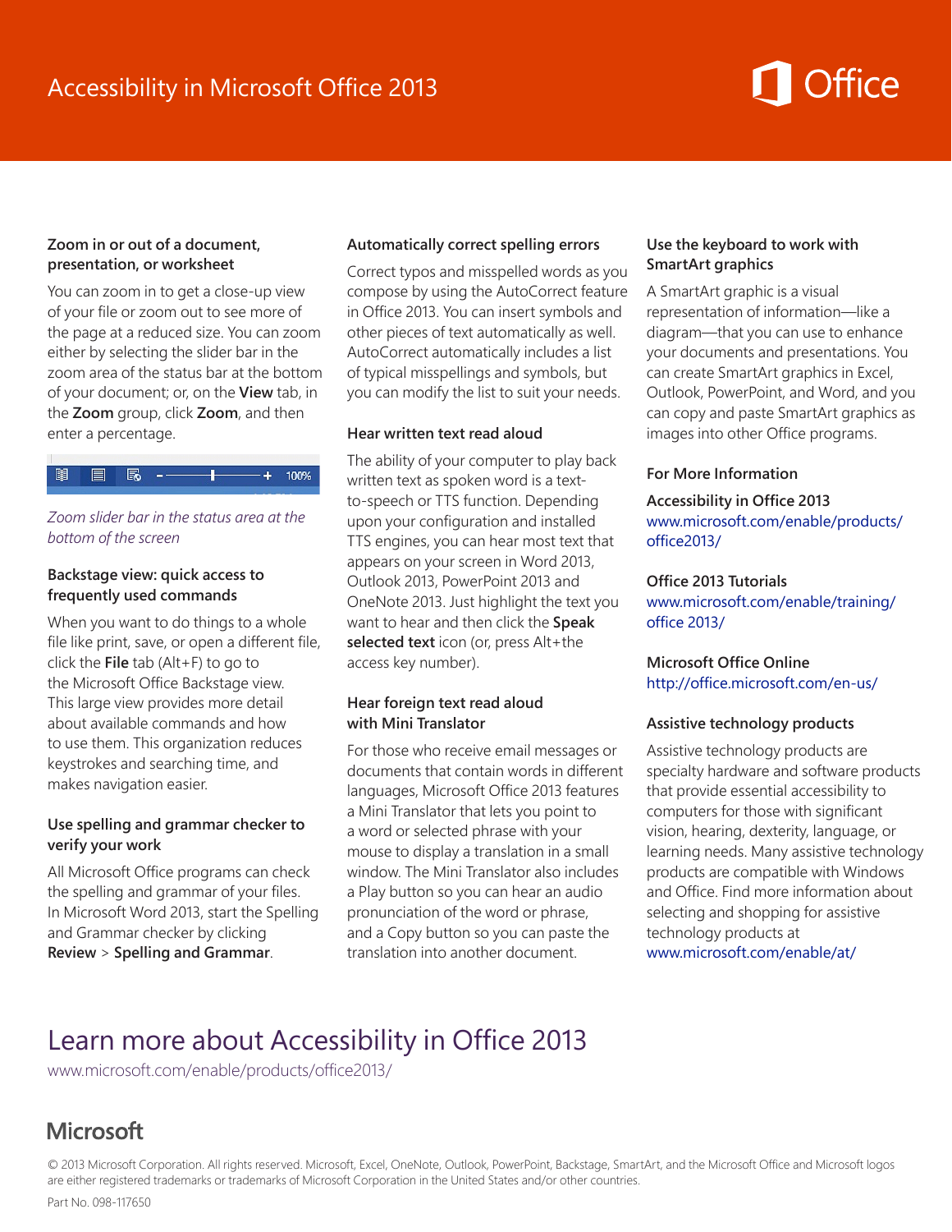# Accessibility in Microsoft Office 2013

### Zoom in or out of a document, presentation, or worksheet

You can zoom in to get a close-up view of your file or zoom out to see more of the page at a reduced size. You can zoom either by selecting the slider bar in the zoom area of the status bar at the bottom of your document; or, on the **View** tab, in the **Zoom** group, click **Zoom**, and then enter a percentage.

*Zoom slider bar in the status area at the bottom of the screen*

### Backstage view: quick access to frequently used commands

When you want to do things to a whole file like print, save, or open a different file, click the **File** tab (Alt+F) to go to the Microsoft Office Backstage view. This large view provides more detail about available commands and how to use them. This organization reduces keystrokes and searching time, and makes navigation easier.

### Use spelling and grammar checker to verify your work

All Microsoft Office programs can check the spelling and grammar of your files. In Microsoft Word 2013, start the Spelling and Grammar checker by clicking **Review** > **Spelling and Grammar**.

### Automatically correct spelling errors

Correct typos and misspelled words as you compose by using the AutoCorrect feature in Office 2013. You can insert symbols and other pieces of text automatically as well. AutoCorrect automatically includes a list of typical misspellings and symbols, but you can modify the list to suit your needs.

### Hear written text read aloud

The ability of your computer to play back written text as spoken word is a text-to-speech or TTS function. Depending upon your configuration and installed TTS engines, you can hear most text that appears on your screen in Word 2013, Outlook 2013, PowerPoint 2013 and OneNote 2013. Just highlight the text you want to hear and then click the **Speak selected text** icon (or, press Alt+the access key number).

### Hear foreign text read aloud with Mini Translator

For those who receive email messages or documents that contain words in different languages, Microsoft Office 2013 features a Mini Translator that lets you point to a word or selected phrase with your mouse to display a translation in a small window. The Mini Translator also includes a Play button so you can hear an audio pronunciation of the word or phrase, and a Copy button so you can paste the translation into another document.

### Use the keyboard to work with SmartArt graphics

A SmartArt graphic is a visual representation of information—like a diagram—that you can use to enhance your documents and presentations. You can create SmartArt graphics in Excel, Outlook, PowerPoint, and Word, and you can copy and paste SmartArt graphics as images into other Office programs.

### For More Information

**Accessibility in Office 2013**
www.microsoft.com/enable/products/office2013/

**Office 2013 Tutorials**
www.microsoft.com/enable/training/office 2013/

**Microsoft Office Online**
http://office.microsoft.com/en-us/

### Assistive technology products

Assistive technology products are specialty hardware and software products that provide essential accessibility to computers for those with significant vision, hearing, dexterity, language, or learning needs. Many assistive technology products are compatible with Windows and Office. Find more information about selecting and shopping for assistive technology products at www.microsoft.com/enable/at/

## Learn more about Accessibility in Office 2013

www.microsoft.com/enable/products/office2013/

Microsoft

© 2013 Microsoft Corporation. All rights reserved. Microsoft, Excel, OneNote, Outlook, PowerPoint, Backstage, SmartArt, and the Microsoft Office and Microsoft logos are either registered trademarks or trademarks of Microsoft Corporation in the United States and/or other countries.

Part No. 098-117650